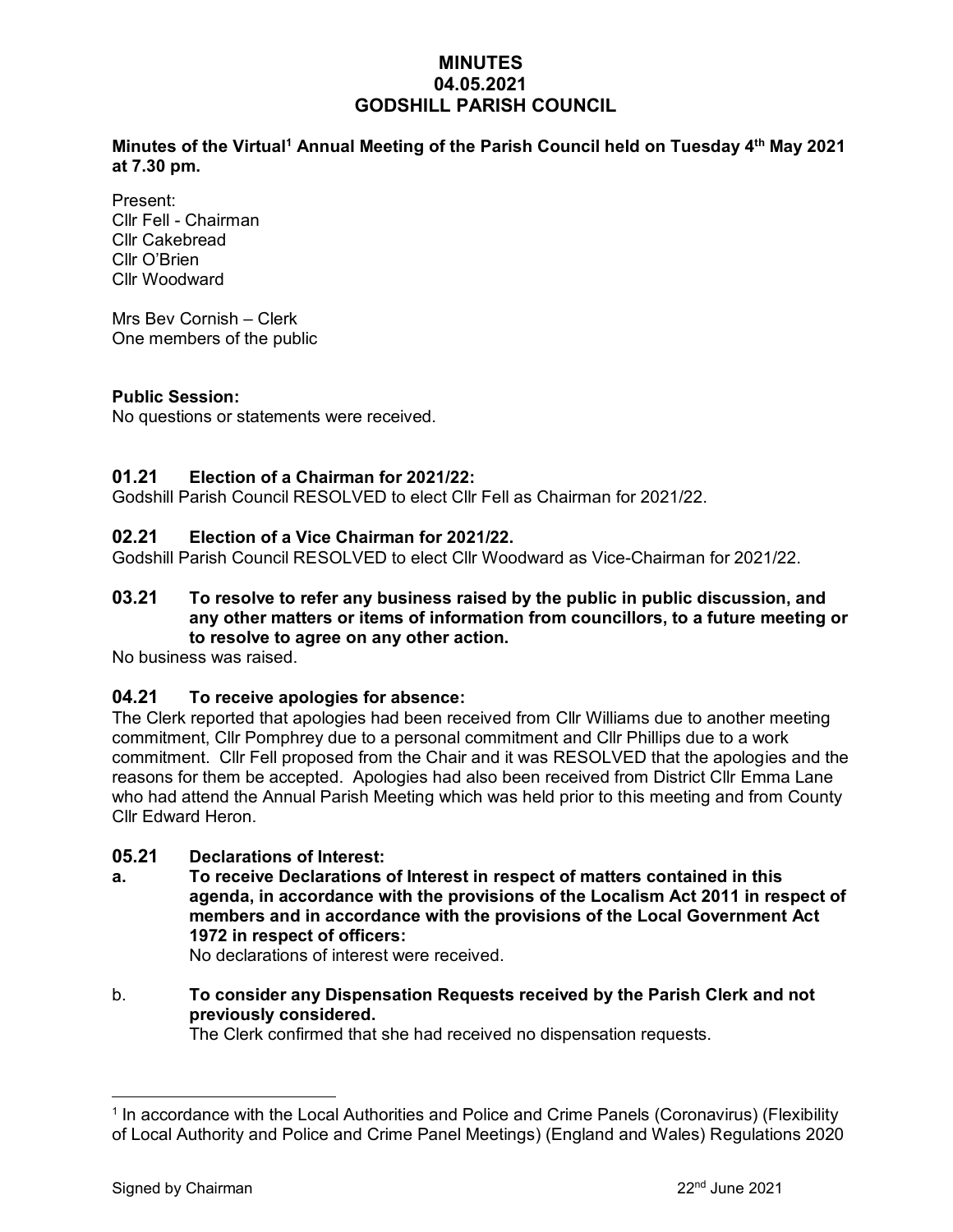# MINUTES
# 04.05.2021
# GODSHILL PARISH COUNCIL

**Minutes of the Virtual[1] Annual Meeting of the Parish Council held on Tuesday 4th May 2021 at 7.30 pm.**

Present:
Cllr Fell - Chairman
Cllr Cakebread
Cllr O'Brien
Cllr Woodward

Mrs Bev Cornish – Clerk
One members of the public

**Public Session:**
No questions or statements were received.

## 01.21 Election of a Chairman for 2021/22:

Godshill Parish Council RESOLVED to elect Cllr Fell as Chairman for 2021/22.

## 02.21 Election of a Vice Chairman for 2021/22.

Godshill Parish Council RESOLVED to elect Cllr Woodward as Vice-Chairman for 2021/22.

## 03.21 To resolve to refer any business raised by the public in public discussion, and any other matters or items of information from councillors, to a future meeting or to resolve to agree on any other action.

No business was raised.

## 04.21 To receive apologies for absence:

The Clerk reported that apologies had been received from Cllr Williams due to another meeting commitment, Cllr Pomphrey due to a personal commitment and Cllr Phillips due to a work commitment. Cllr Fell proposed from the Chair and it was RESOLVED that the apologies and the reasons for them be accepted. Apologies had also been received from District Cllr Emma Lane who had attend the Annual Parish Meeting which was held prior to this meeting and from County Cllr Edward Heron.

## 05.21 Declarations of Interest:

**a. To receive Declarations of Interest in respect of matters contained in this agenda, in accordance with the provisions of the Localism Act 2011 in respect of members and in accordance with the provisions of the Local Government Act 1972 in respect of officers:**

No declarations of interest were received.

b. **To consider any Dispensation Requests received by the Parish Clerk and not previously considered.**

The Clerk confirmed that she had received no dispensation requests.

---

[1] In accordance with the Local Authorities and Police and Crime Panels (Coronavirus) (Flexibility of Local Authority and Police and Crime Panel Meetings) (England and Wales) Regulations 2020

Signed by Chairman 22nd June 2021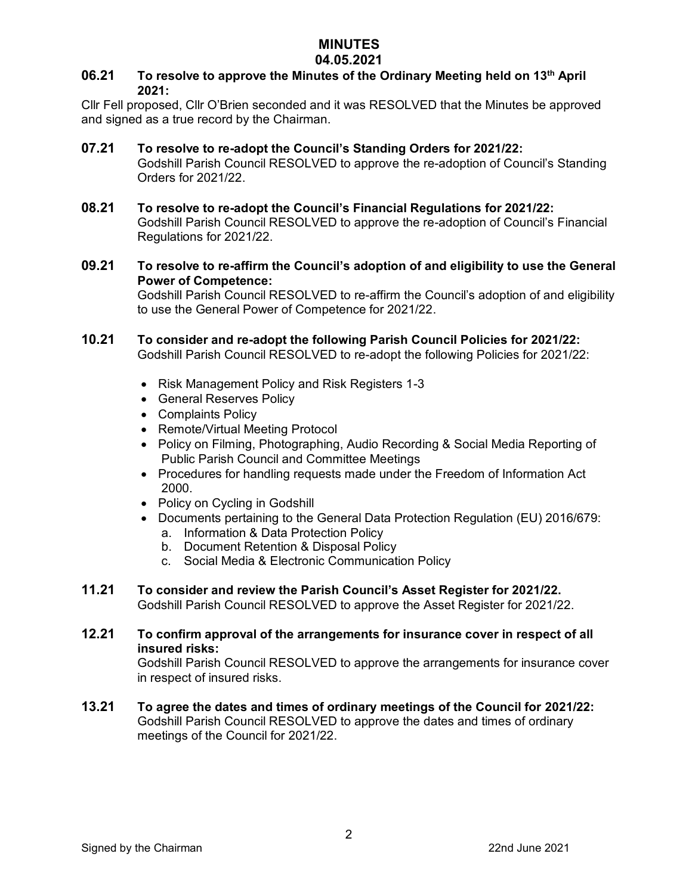# MINUTES
## 04.05.2021

**06.21 To resolve to approve the Minutes of the Ordinary Meeting held on 13th April 2021:**

Cllr Fell proposed, Cllr O'Brien seconded and it was RESOLVED that the Minutes be approved and signed as a true record by the Chairman.

**07.21 To resolve to re-adopt the Council's Standing Orders for 2021/22:**

Godshill Parish Council RESOLVED to approve the re-adoption of Council's Standing Orders for 2021/22.

**08.21 To resolve to re-adopt the Council's Financial Regulations for 2021/22:**

Godshill Parish Council RESOLVED to approve the re-adoption of Council's Financial Regulations for 2021/22.

**09.21 To resolve to re-affirm the Council's adoption of and eligibility to use the General Power of Competence:**

Godshill Parish Council RESOLVED to re-affirm the Council's adoption of and eligibility to use the General Power of Competence for 2021/22.

**10.21 To consider and re-adopt the following Parish Council Policies for 2021/22:**

Godshill Parish Council RESOLVED to re-adopt the following Policies for 2021/22:

- Risk Management Policy and Risk Registers 1-3
- General Reserves Policy
- Complaints Policy
- Remote/Virtual Meeting Protocol
- Policy on Filming, Photographing, Audio Recording & Social Media Reporting of Public Parish Council and Committee Meetings
- Procedures for handling requests made under the Freedom of Information Act 2000.
- Policy on Cycling in Godshill
- Documents pertaining to the General Data Protection Regulation (EU) 2016/679:
  a. Information & Data Protection Policy
  b. Document Retention & Disposal Policy
  c. Social Media & Electronic Communication Policy

**11.21 To consider and review the Parish Council's Asset Register for 2021/22.**

Godshill Parish Council RESOLVED to approve the Asset Register for 2021/22.

**12.21 To confirm approval of the arrangements for insurance cover in respect of all insured risks:**

Godshill Parish Council RESOLVED to approve the arrangements for insurance cover in respect of insured risks.

**13.21 To agree the dates and times of ordinary meetings of the Council for 2021/22:**

Godshill Parish Council RESOLVED to approve the dates and times of ordinary meetings of the Council for 2021/22.

Signed by the Chairman 22nd June 2021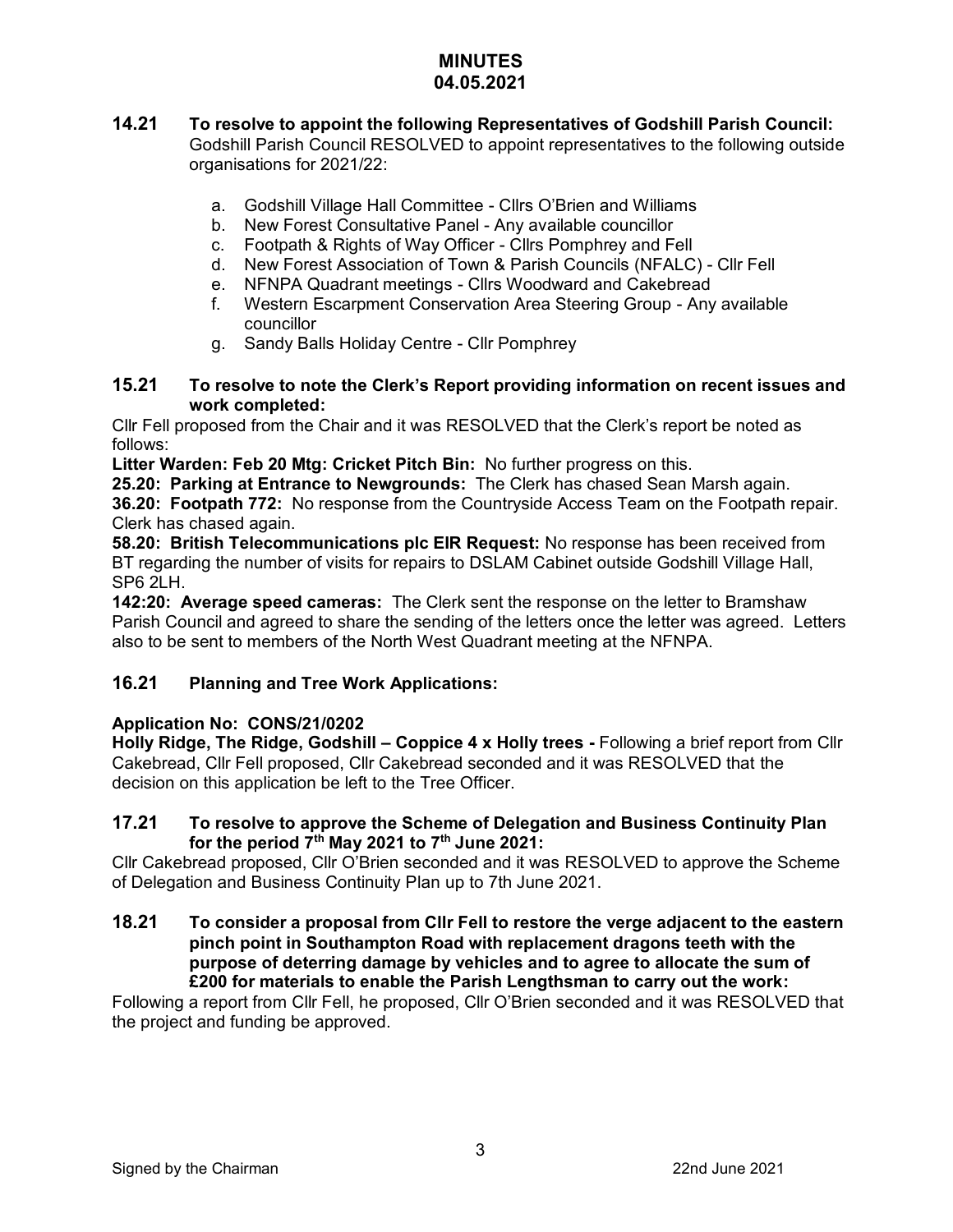# MINUTES
## 04.05.2021

**14.21 To resolve to appoint the following Representatives of Godshill Parish Council:**
Godshill Parish Council RESOLVED to appoint representatives to the following outside organisations for 2021/22:

a. Godshill Village Hall Committee - Cllrs O'Brien and Williams
b. New Forest Consultative Panel - Any available councillor
c. Footpath & Rights of Way Officer - Cllrs Pomphrey and Fell
d. New Forest Association of Town & Parish Councils (NFALC) - Cllr Fell
e. NFNPA Quadrant meetings - Cllrs Woodward and Cakebread
f. Western Escarpment Conservation Area Steering Group - Any available councillor
g. Sandy Balls Holiday Centre - Cllr Pomphrey

**15.21 To resolve to note the Clerk's Report providing information on recent issues and work completed:**

Cllr Fell proposed from the Chair and it was RESOLVED that the Clerk's report be noted as follows:

**Litter Warden: Feb 20 Mtg: Cricket Pitch Bin:** No further progress on this.

**25.20: Parking at Entrance to Newgrounds:** The Clerk has chased Sean Marsh again.

**36.20: Footpath 772:** No response from the Countryside Access Team on the Footpath repair. Clerk has chased again.

**58.20: British Telecommunications plc EIR Request:** No response has been received from BT regarding the number of visits for repairs to DSLAM Cabinet outside Godshill Village Hall, SP6 2LH.

**142:20: Average speed cameras:** The Clerk sent the response on the letter to Bramshaw Parish Council and agreed to share the sending of the letters once the letter was agreed. Letters also to be sent to members of the North West Quadrant meeting at the NFNPA.

**16.21 Planning and Tree Work Applications:**

**Application No: CONS/21/0202**

**Holly Ridge, The Ridge, Godshill – Coppice 4 x Holly trees -** Following a brief report from Cllr Cakebread, Cllr Fell proposed, Cllr Cakebread seconded and it was RESOLVED that the decision on this application be left to the Tree Officer.

**17.21 To resolve to approve the Scheme of Delegation and Business Continuity Plan for the period 7th May 2021 to 7th June 2021:**

Cllr Cakebread proposed, Cllr O'Brien seconded and it was RESOLVED to approve the Scheme of Delegation and Business Continuity Plan up to 7th June 2021.

**18.21 To consider a proposal from Cllr Fell to restore the verge adjacent to the eastern pinch point in Southampton Road with replacement dragons teeth with the purpose of deterring damage by vehicles and to agree to allocate the sum of £200 for materials to enable the Parish Lengthsman to carry out the work:**

Following a report from Cllr Fell, he proposed, Cllr O'Brien seconded and it was RESOLVED that the project and funding be approved.

Signed by the Chairman 22nd June 2021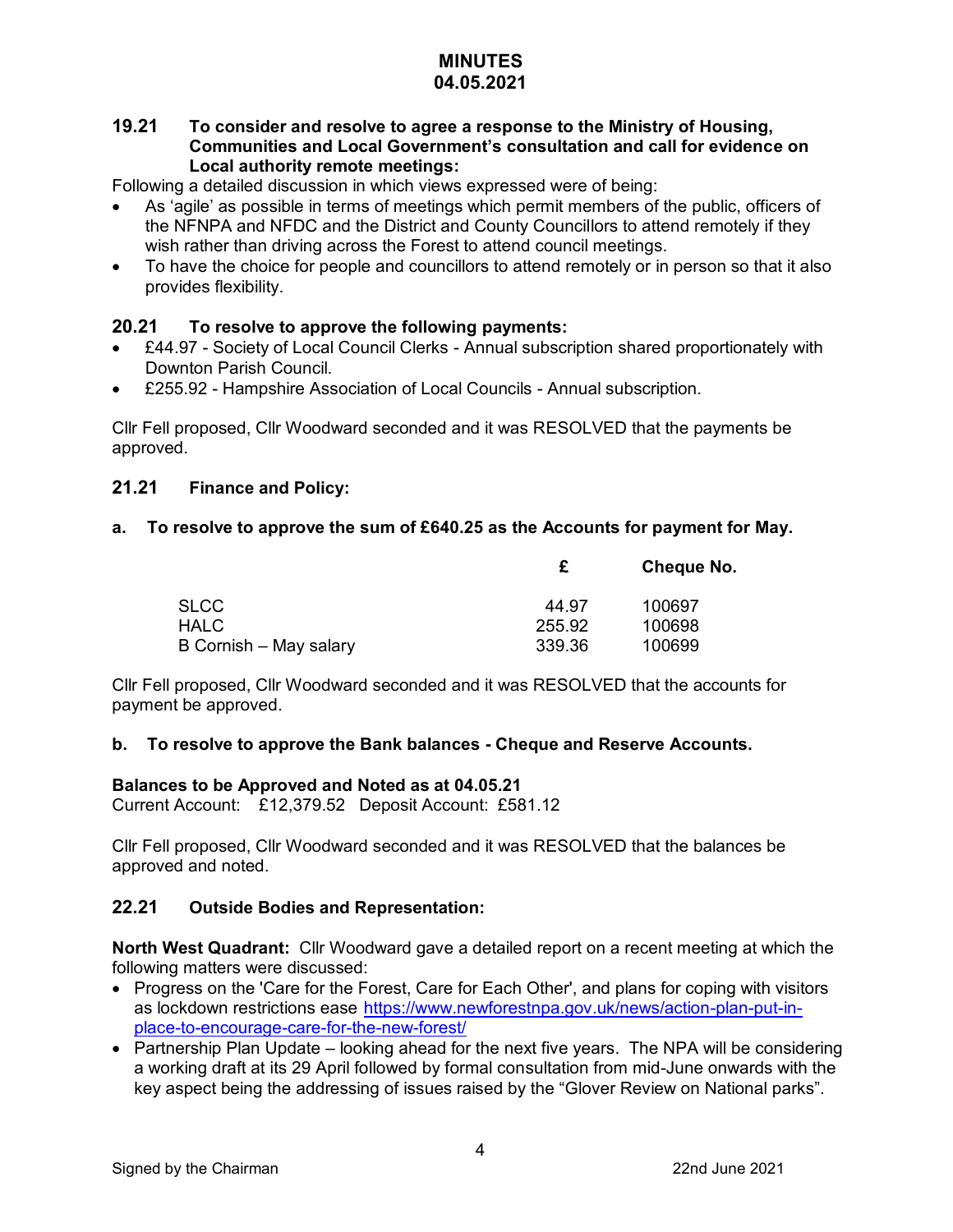# MINUTES
# 04.05.2021

### 19.21 To consider and resolve to agree a response to the Ministry of Housing, Communities and Local Government's consultation and call for evidence on Local authority remote meetings:

Following a detailed discussion in which views expressed were of being:

- As 'agile' as possible in terms of meetings which permit members of the public, officers of the NFNPA and NFDC and the District and County Councillors to attend remotely if they wish rather than driving across the Forest to attend council meetings.
- To have the choice for people and councillors to attend remotely or in person so that it also provides flexibility.

### 20.21 To resolve to approve the following payments:

- £44.97 - Society of Local Council Clerks - Annual subscription shared proportionately with Downton Parish Council.
- £255.92 - Hampshire Association of Local Councils - Annual subscription.

Cllr Fell proposed, Cllr Woodward seconded and it was RESOLVED that the payments be approved.

### 21.21 Finance and Policy:

**a. To resolve to approve the sum of £640.25 as the Accounts for payment for May.**

| | £ | Cheque No. |
|---|---|---|
| SLCC | 44.97 | 100697 |
| HALC | 255.92 | 100698 |
| B Cornish – May salary | 339.36 | 100699 |

Cllr Fell proposed, Cllr Woodward seconded and it was RESOLVED that the accounts for payment be approved.

**b. To resolve to approve the Bank balances - Cheque and Reserve Accounts.**

**Balances to be Approved and Noted as at 04.05.21**
Current Account: £12,379.52 Deposit Account: £581.12

Cllr Fell proposed, Cllr Woodward seconded and it was RESOLVED that the balances be approved and noted.

### 22.21 Outside Bodies and Representation:

**North West Quadrant:** Cllr Woodward gave a detailed report on a recent meeting at which the following matters were discussed:

- Progress on the 'Care for the Forest, Care for Each Other', and plans for coping with visitors as lockdown restrictions ease https://www.newforestnpa.gov.uk/news/action-plan-put-in-place-to-encourage-care-for-the-new-forest/
- Partnership Plan Update – looking ahead for the next five years. The NPA will be considering a working draft at its 29 April followed by formal consultation from mid-June onwards with the key aspect being the addressing of issues raised by the "Glover Review on National parks".

Signed by the Chairman 22nd June 2021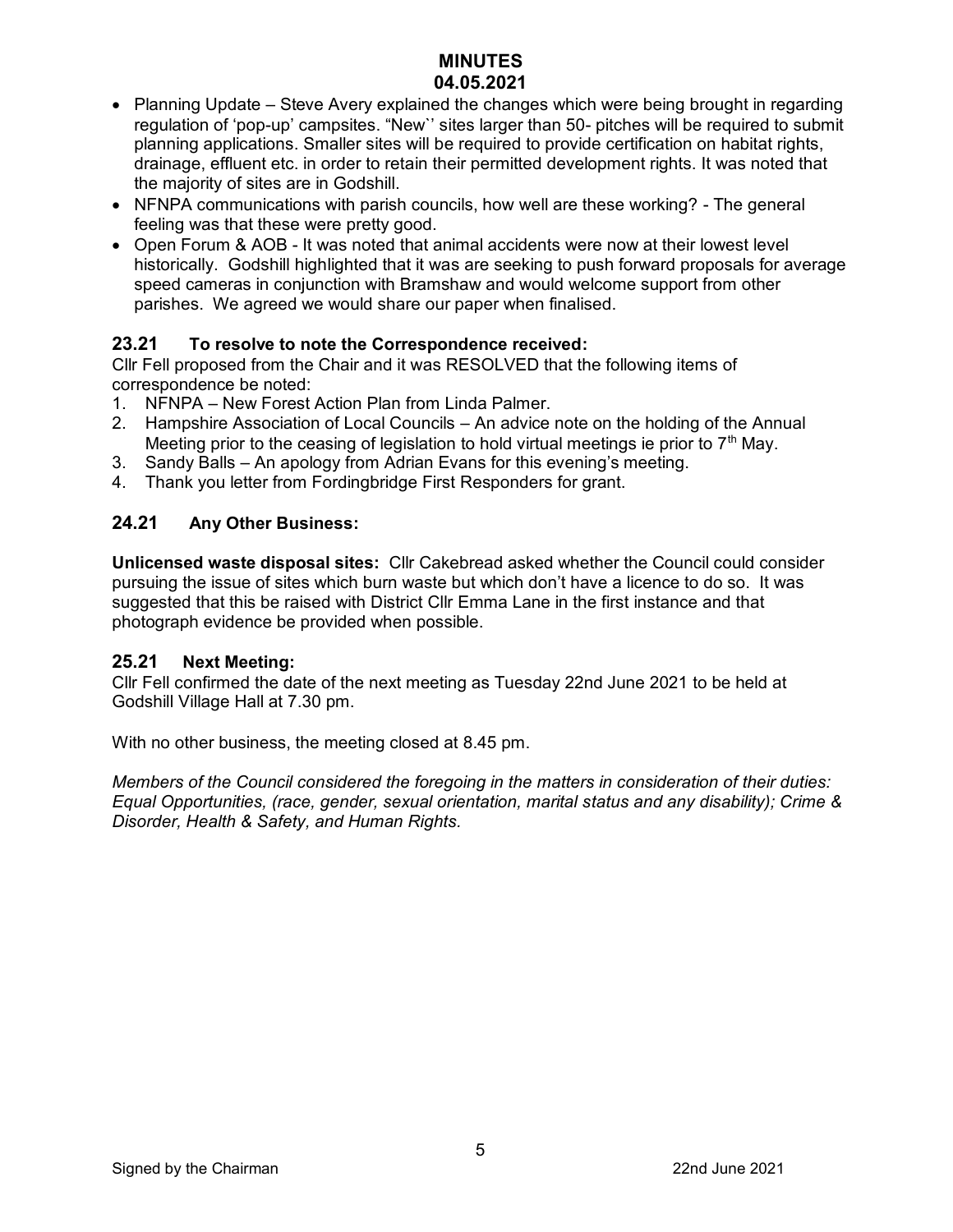**MINUTES**
**04.05.2021**

- Planning Update – Steve Avery explained the changes which were being brought in regarding regulation of 'pop-up' campsites. "New`' sites larger than 50- pitches will be required to submit planning applications. Smaller sites will be required to provide certification on habitat rights, drainage, effluent etc. in order to retain their permitted development rights. It was noted that the majority of sites are in Godshill.
- NFNPA communications with parish councils, how well are these working? - The general feeling was that these were pretty good.
- Open Forum & AOB - It was noted that animal accidents were now at their lowest level historically. Godshill highlighted that it was are seeking to push forward proposals for average speed cameras in conjunction with Bramshaw and would welcome support from other parishes. We agreed we would share our paper when finalised.

## 23.21 To resolve to note the Correspondence received:

Cllr Fell proposed from the Chair and it was RESOLVED that the following items of correspondence be noted:

1. NFNPA – New Forest Action Plan from Linda Palmer.
2. Hampshire Association of Local Councils – An advice note on the holding of the Annual Meeting prior to the ceasing of legislation to hold virtual meetings ie prior to 7th May.
3. Sandy Balls – An apology from Adrian Evans for this evening's meeting.
4. Thank you letter from Fordingbridge First Responders for grant.

## 24.21 Any Other Business:

**Unlicensed waste disposal sites:** Cllr Cakebread asked whether the Council could consider pursuing the issue of sites which burn waste but which don't have a licence to do so. It was suggested that this be raised with District Cllr Emma Lane in the first instance and that photograph evidence be provided when possible.

## 25.21 Next Meeting:

Cllr Fell confirmed the date of the next meeting as Tuesday 22nd June 2021 to be held at Godshill Village Hall at 7.30 pm.

With no other business, the meeting closed at 8.45 pm.

*Members of the Council considered the foregoing in the matters in consideration of their duties: Equal Opportunities, (race, gender, sexual orientation, marital status and any disability); Crime & Disorder, Health & Safety, and Human Rights.*

Signed by the Chairman 22nd June 2021